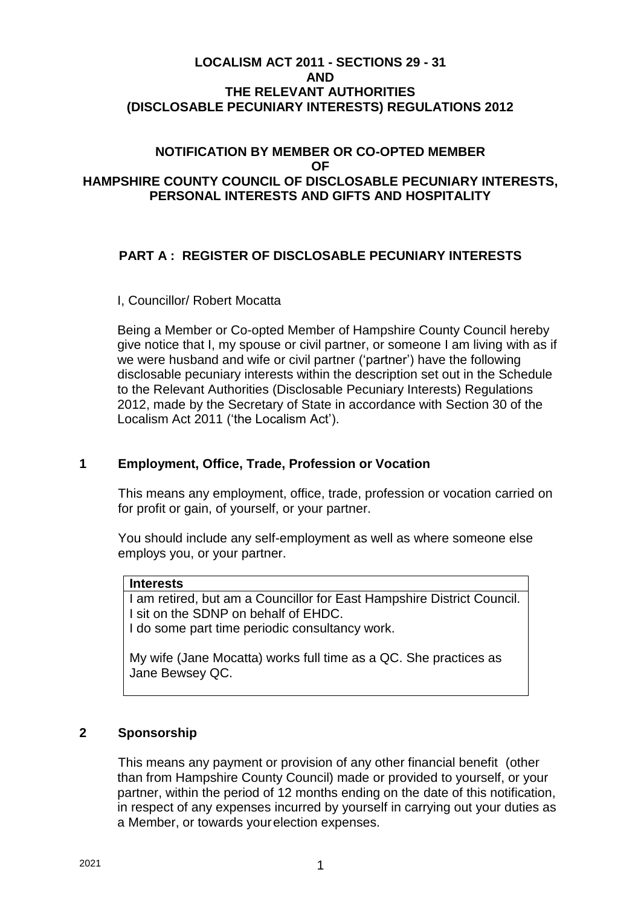# LOCALISM ACT 2011 - SECTIONS 29 - 31
# AND
# THE RELEVANT AUTHORITIES
# (DISCLOSABLE PECUNIARY INTERESTS) REGULATIONS 2012

## NOTIFICATION BY MEMBER OR CO-OPTED MEMBER OF HAMPSHIRE COUNTY COUNCIL OF DISCLOSABLE PECUNIARY INTERESTS, PERSONAL INTERESTS AND GIFTS AND HOSPITALITY

## PART A : REGISTER OF DISCLOSABLE PECUNIARY INTERESTS

I, Councillor/ Robert Mocatta

Being a Member or Co-opted Member of Hampshire County Council hereby give notice that I, my spouse or civil partner, or someone I am living with as if we were husband and wife or civil partner ('partner') have the following disclosable pecuniary interests within the description set out in the Schedule to the Relevant Authorities (Disclosable Pecuniary Interests) Regulations 2012, made by the Secretary of State in accordance with Section 30 of the Localism Act 2011 ('the Localism Act').

### 1 Employment, Office, Trade, Profession or Vocation

This means any employment, office, trade, profession or vocation carried on for profit or gain, of yourself, or your partner.

You should include any self-employment as well as where someone else employs you, or your partner.

| **Interests** |
|---|
| I am retired, but am a Councillor for East Hampshire District Council.<br>I sit on the SDNP on behalf of EHDC.<br>I do some part time periodic consultancy work.<br><br>My wife (Jane Mocatta) works full time as a QC. She practices as Jane Bewsey QC. |

### 2 Sponsorship

This means any payment or provision of any other financial benefit (other than from Hampshire County Council) made or provided to yourself, or your partner, within the period of 12 months ending on the date of this notification, in respect of any expenses incurred by yourself in carrying out your duties as a Member, or towards your election expenses.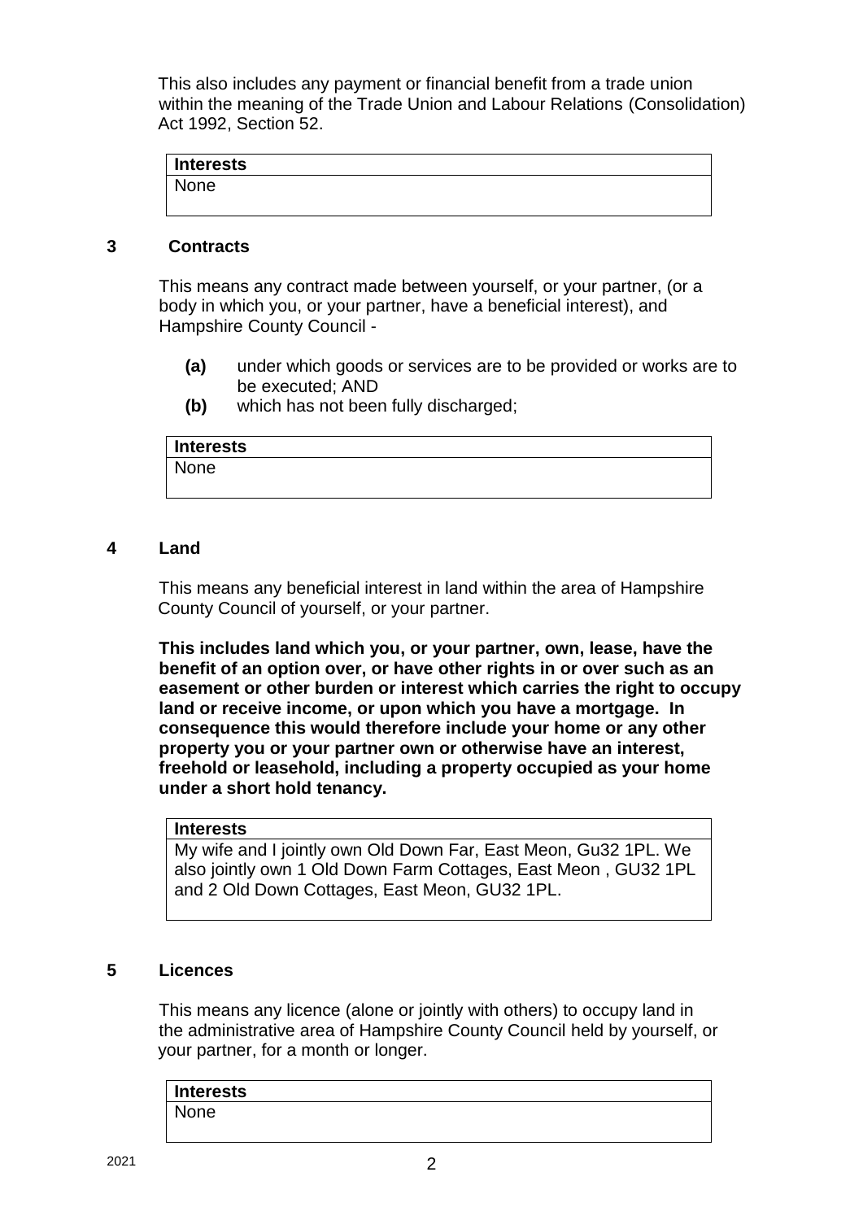This also includes any payment or financial benefit from a trade union within the meaning of the Trade Union and Labour Relations (Consolidation) Act 1992, Section 52.

| Interests |
|---|
| None |

## 3 Contracts

This means any contract made between yourself, or your partner, (or a body in which you, or your partner, have a beneficial interest), and Hampshire County Council -

**(a)** under which goods or services are to be provided or works are to be executed; AND

**(b)** which has not been fully discharged;

| Interests |
|---|
| None |

## 4 Land

This means any beneficial interest in land within the area of Hampshire County Council of yourself, or your partner.

**This includes land which you, or your partner, own, lease, have the benefit of an option over, or have other rights in or over such as an easement or other burden or interest which carries the right to occupy land or receive income, or upon which you have a mortgage. In consequence this would therefore include your home or any other property you or your partner own or otherwise have an interest, freehold or leasehold, including a property occupied as your home under a short hold tenancy.**

| Interests |
|---|
| My wife and I jointly own Old Down Far, East Meon, Gu32 1PL. We also jointly own 1 Old Down Farm Cottages, East Meon , GU32 1PL and 2 Old Down Cottages, East Meon, GU32 1PL. |

## 5 Licences

This means any licence (alone or jointly with others) to occupy land in the administrative area of Hampshire County Council held by yourself, or your partner, for a month or longer.

| Interests |
|---|
| None |

2021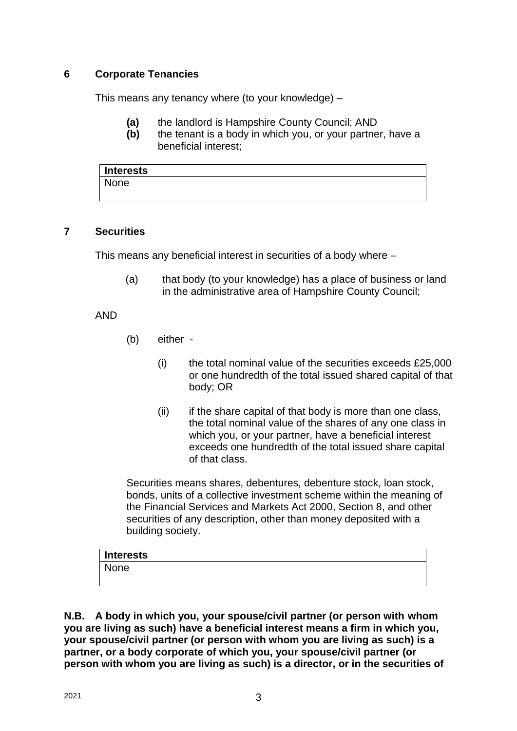## 6 Corporate Tenancies

This means any tenancy where (to your knowledge) –

**(a)** the landlord is Hampshire County Council; AND
**(b)** the tenant is a body in which you, or your partner, have a beneficial interest;

| **Interests** |
| --- |
| None |

## 7 Securities

This means any beneficial interest in securities of a body where –

(a) that body (to your knowledge) has a place of business or land in the administrative area of Hampshire County Council;

AND

(b) either -

(i) the total nominal value of the securities exceeds £25,000 or one hundredth of the total issued shared capital of that body; OR

(ii) if the share capital of that body is more than one class, the total nominal value of the shares of any one class in which you, or your partner, have a beneficial interest exceeds one hundredth of the total issued share capital of that class.

Securities means shares, debentures, debenture stock, loan stock, bonds, units of a collective investment scheme within the meaning of the Financial Services and Markets Act 2000, Section 8, and other securities of any description, other than money deposited with a building society.

| **Interests** |
| --- |
| None |

**N.B. A body in which you, your spouse/civil partner (or person with whom you are living as such) have a beneficial interest means a firm in which you, your spouse/civil partner (or person with whom you are living as such) is a partner, or a body corporate of which you, your spouse/civil partner (or person with whom you are living as such) is a director, or in the securities of**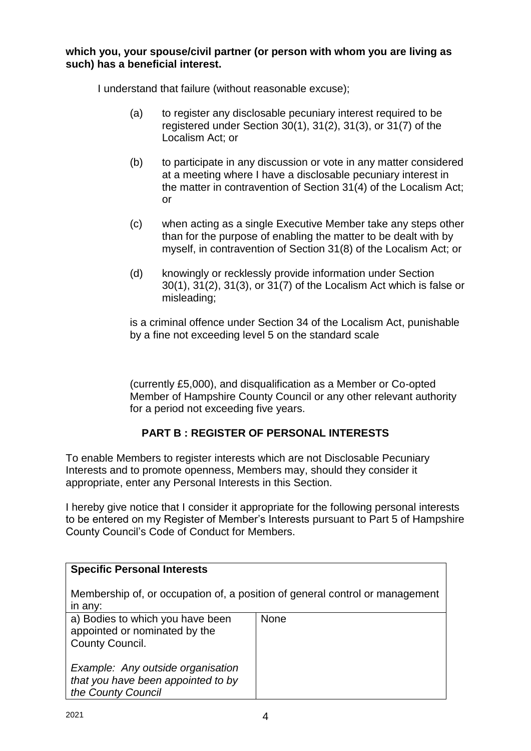**which you, your spouse/civil partner (or person with whom you are living as such) has a beneficial interest.**

I understand that failure (without reasonable excuse);

(a) to register any disclosable pecuniary interest required to be registered under Section 30(1), 31(2), 31(3), or 31(7) of the Localism Act; or

(b) to participate in any discussion or vote in any matter considered at a meeting where I have a disclosable pecuniary interest in the matter in contravention of Section 31(4) of the Localism Act; or

(c) when acting as a single Executive Member take any steps other than for the purpose of enabling the matter to be dealt with by myself, in contravention of Section 31(8) of the Localism Act; or

(d) knowingly or recklessly provide information under Section 30(1), 31(2), 31(3), or 31(7) of the Localism Act which is false or misleading;

is a criminal offence under Section 34 of the Localism Act, punishable by a fine not exceeding level 5 on the standard scale

(currently £5,000), and disqualification as a Member or Co-opted Member of Hampshire County Council or any other relevant authority for a period not exceeding five years.

## PART B : REGISTER OF PERSONAL INTERESTS

To enable Members to register interests which are not Disclosable Pecuniary Interests and to promote openness, Members may, should they consider it appropriate, enter any Personal Interests in this Section.

I hereby give notice that I consider it appropriate for the following personal interests to be entered on my Register of Member's Interests pursuant to Part 5 of Hampshire County Council's Code of Conduct for Members.

| **Specific Personal Interests**<br><br>Membership of, or occupation of, a position of general control or management in any: | |
|---|---|
| a) Bodies to which you have been appointed or nominated by the County Council.<br><br>*Example: Any outside organisation that you have been appointed to by the County Council* | None |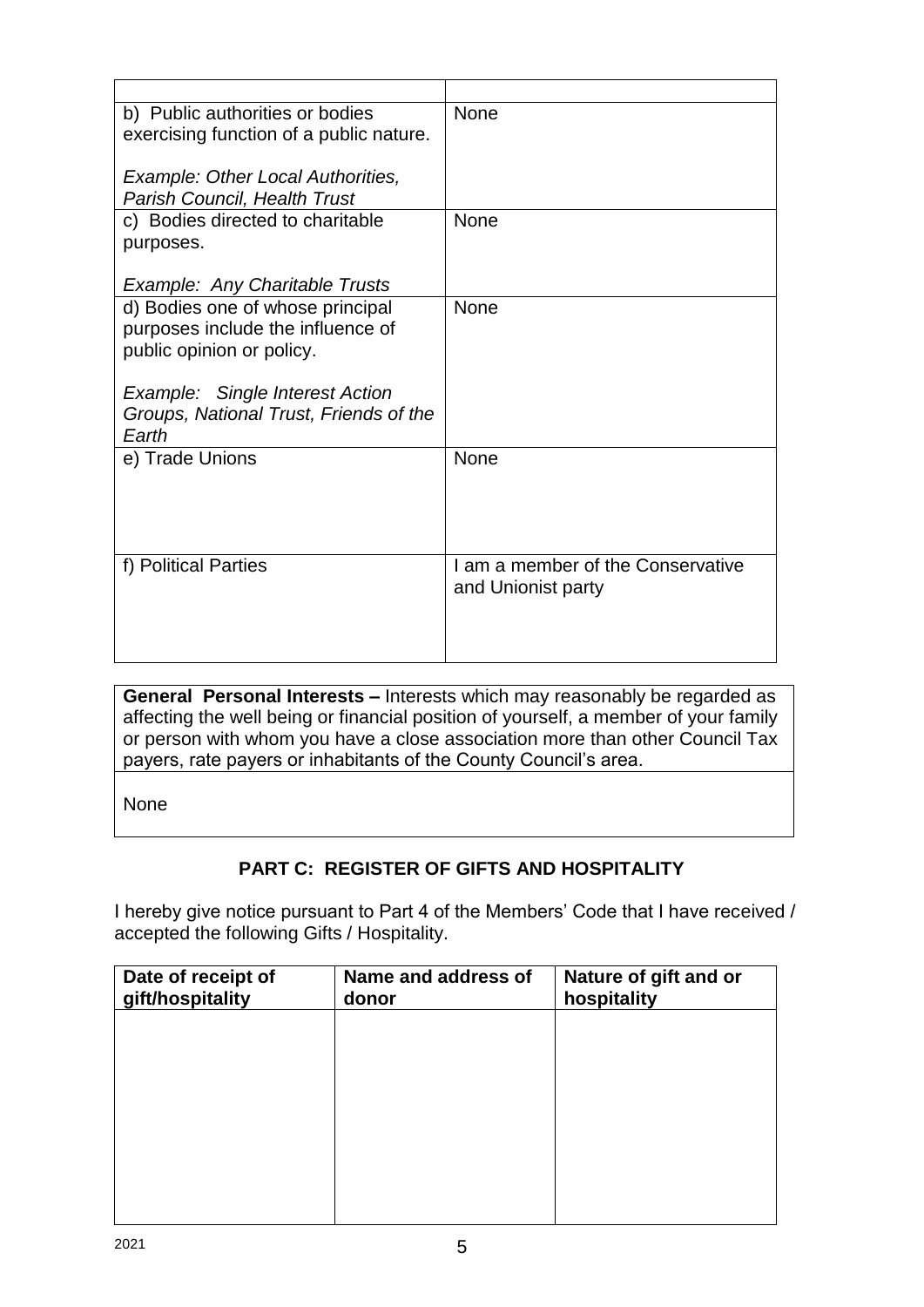| | |
|---|---|
| b) Public authorities or bodies exercising function of a public nature.<br><br>*Example: Other Local Authorities, Parish Council, Health Trust* | None |
| c) Bodies directed to charitable purposes.<br><br>*Example: Any Charitable Trusts* | None |
| d) Bodies one of whose principal purposes include the influence of public opinion or policy.<br><br>*Example: Single Interest Action Groups, National Trust, Friends of the Earth* | None |
| e) Trade Unions | None |
| f) Political Parties | I am a member of the Conservative and Unionist party |

| **General Personal Interests –** Interests which may reasonably be regarded as affecting the well being or financial position of yourself, a member of your family or person with whom you have a close association more than other Council Tax payers, rate payers or inhabitants of the County Council's area. |
|---|
| None |

## PART C: REGISTER OF GIFTS AND HOSPITALITY

I hereby give notice pursuant to Part 4 of the Members' Code that I have received / accepted the following Gifts / Hospitality.

| Date of receipt of gift/hospitality | Name and address of donor | Nature of gift and or hospitality |
|---|---|---|
| | | |

2021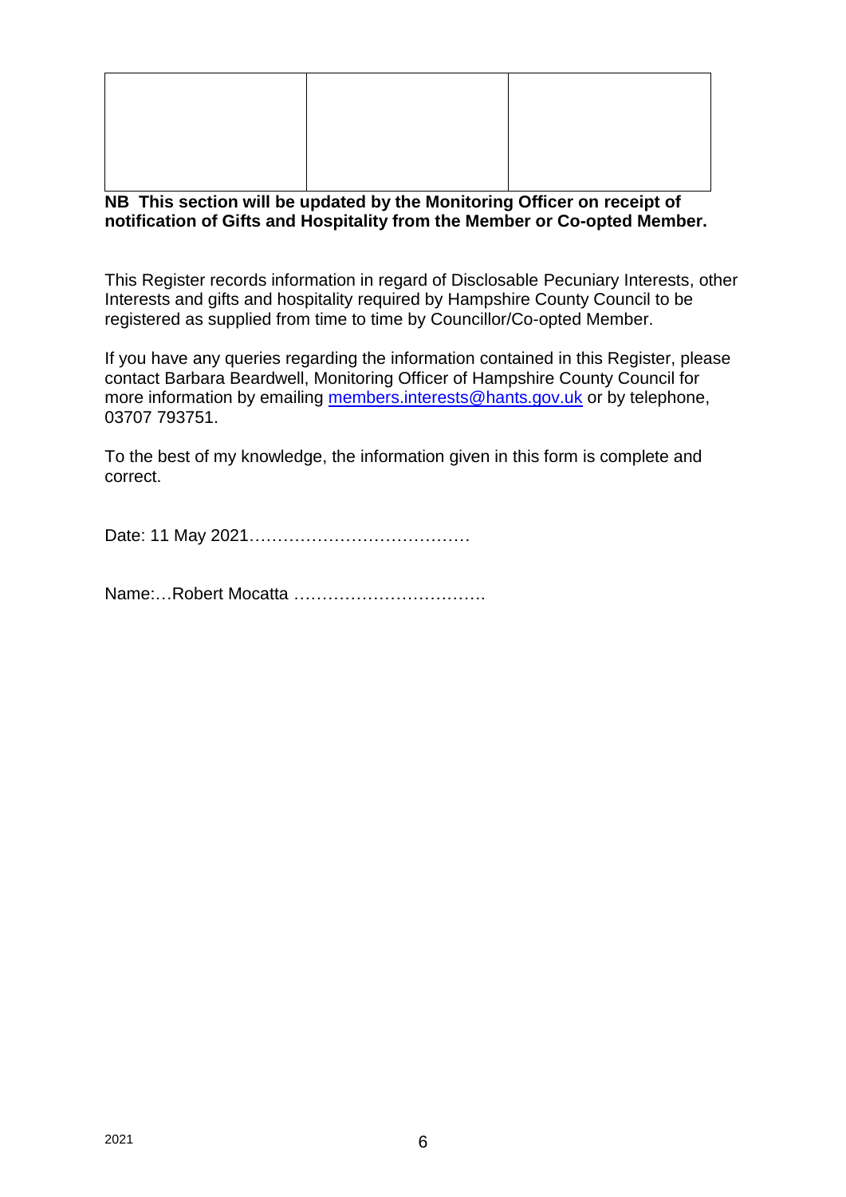| | | |
|---|---|---|
| | | |

**NB This section will be updated by the Monitoring Officer on receipt of notification of Gifts and Hospitality from the Member or Co-opted Member.**

This Register records information in regard of Disclosable Pecuniary Interests, other Interests and gifts and hospitality required by Hampshire County Council to be registered as supplied from time to time by Councillor/Co-opted Member.

If you have any queries regarding the information contained in this Register, please contact Barbara Beardwell, Monitoring Officer of Hampshire County Council for more information by emailing members.interests@hants.gov.uk or by telephone, 03707 793751.

To the best of my knowledge, the information given in this form is complete and correct.

Date: 11 May 2021…………………………………

Name:…Robert Mocatta …………………………….